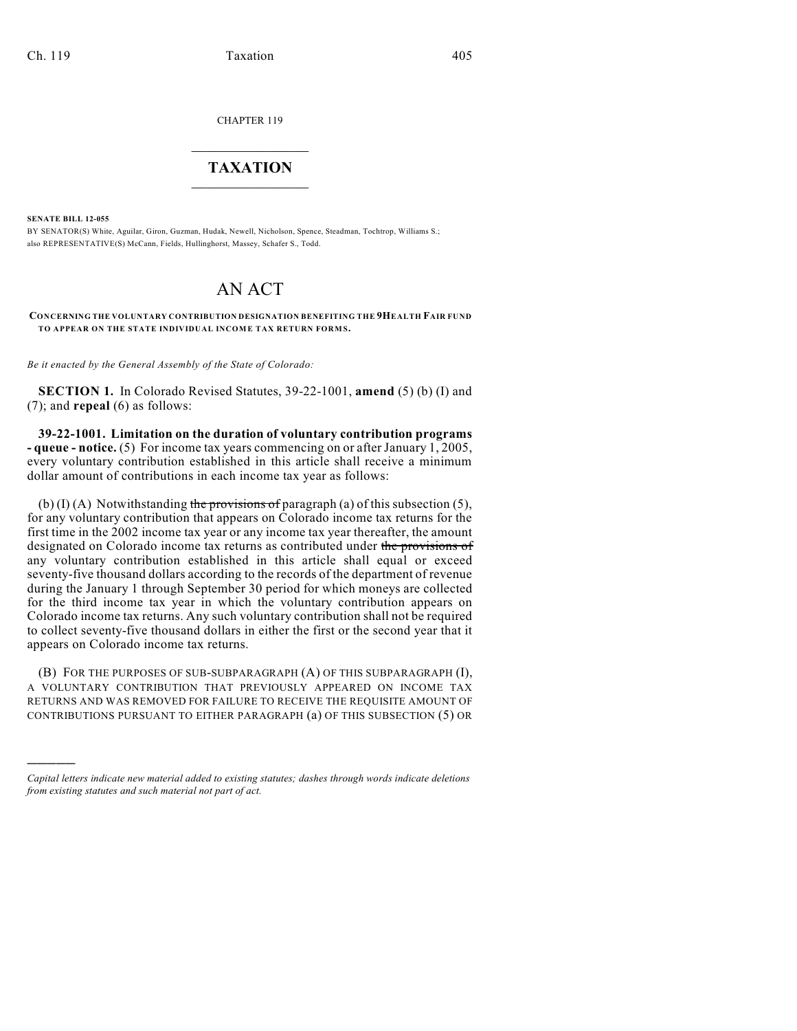CHAPTER 119

# TAXATION

**SENATE BILL 12-055**

BY SENATOR(S) White, Aguilar, Giron, Guzman, Hudak, Newell, Nicholson, Spence, Steadman, Tochtrop, Williams S.; also REPRESENTATIVE(S) McCann, Fields, Hullinghorst, Massey, Schafer S., Todd.

# AN ACT

**CONCERNING THE VOLUNTARY CONTRIBUTION DESIGNATION BENEFITING THE 9HEALTH FAIR FUND TO APPEAR ON THE STATE INDIVIDUAL INCOME TAX RETURN FORMS.**

*Be it enacted by the General Assembly of the State of Colorado:*

**SECTION 1.** In Colorado Revised Statutes, 39-22-1001, **amend** (5) (b) (I) and (7); and **repeal** (6) as follows:

**39-22-1001. Limitation on the duration of voluntary contribution programs - queue - notice.** (5) For income tax years commencing on or after January 1, 2005, every voluntary contribution established in this article shall receive a minimum dollar amount of contributions in each income tax year as follows:

(b) (I) (A) Notwithstanding ~~the provisions of~~ paragraph (a) of this subsection (5), for any voluntary contribution that appears on Colorado income tax returns for the first time in the 2002 income tax year or any income tax year thereafter, the amount designated on Colorado income tax returns as contributed under ~~the provisions of~~ any voluntary contribution established in this article shall equal or exceed seventy-five thousand dollars according to the records of the department of revenue during the January 1 through September 30 period for which moneys are collected for the third income tax year in which the voluntary contribution appears on Colorado income tax returns. Any such voluntary contribution shall not be required to collect seventy-five thousand dollars in either the first or the second year that it appears on Colorado income tax returns.

(B) FOR THE PURPOSES OF SUB-SUBPARAGRAPH (A) OF THIS SUBPARAGRAPH (I), A VOLUNTARY CONTRIBUTION THAT PREVIOUSLY APPEARED ON INCOME TAX RETURNS AND WAS REMOVED FOR FAILURE TO RECEIVE THE REQUISITE AMOUNT OF CONTRIBUTIONS PURSUANT TO EITHER PARAGRAPH (a) OF THIS SUBSECTION (5) OR

---

*Capital letters indicate new material added to existing statutes; dashes through words indicate deletions from existing statutes and such material not part of act.*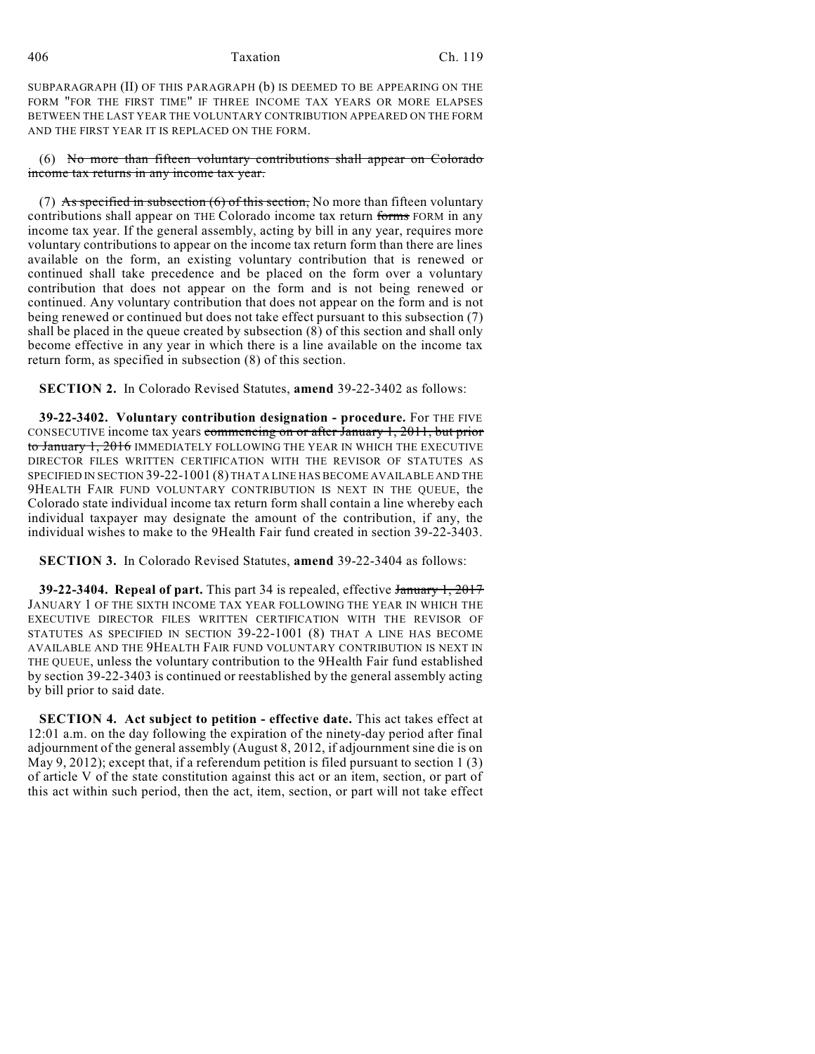SUBPARAGRAPH (II) OF THIS PARAGRAPH (b) IS DEEMED TO BE APPEARING ON THE FORM "FOR THE FIRST TIME" IF THREE INCOME TAX YEARS OR MORE ELAPSES BETWEEN THE LAST YEAR THE VOLUNTARY CONTRIBUTION APPEARED ON THE FORM AND THE FIRST YEAR IT IS REPLACED ON THE FORM.

(6) ~~No more than fifteen voluntary contributions shall appear on Colorado income tax returns in any income tax year.~~

(7) ~~As specified in subsection (6) of this section,~~ No more than fifteen voluntary contributions shall appear on THE Colorado income tax return ~~forms~~ FORM in any income tax year. If the general assembly, acting by bill in any year, requires more voluntary contributions to appear on the income tax return form than there are lines available on the form, an existing voluntary contribution that is renewed or continued shall take precedence and be placed on the form over a voluntary contribution that does not appear on the form and is not being renewed or continued. Any voluntary contribution that does not appear on the form and is not being renewed or continued but does not take effect pursuant to this subsection (7) shall be placed in the queue created by subsection (8) of this section and shall only become effective in any year in which there is a line available on the income tax return form, as specified in subsection (8) of this section.

**SECTION 2.** In Colorado Revised Statutes, **amend** 39-22-3402 as follows:

**39-22-3402. Voluntary contribution designation - procedure.** For THE FIVE CONSECUTIVE income tax years ~~commencing on or after January 1, 2011, but prior to January 1, 2016~~ IMMEDIATELY FOLLOWING THE YEAR IN WHICH THE EXECUTIVE DIRECTOR FILES WRITTEN CERTIFICATION WITH THE REVISOR OF STATUTES AS SPECIFIED IN SECTION 39-22-1001 (8) THAT A LINE HAS BECOME AVAILABLE AND THE 9HEALTH FAIR FUND VOLUNTARY CONTRIBUTION IS NEXT IN THE QUEUE, the Colorado state individual income tax return form shall contain a line whereby each individual taxpayer may designate the amount of the contribution, if any, the individual wishes to make to the 9Health Fair fund created in section 39-22-3403.

**SECTION 3.** In Colorado Revised Statutes, **amend** 39-22-3404 as follows:

**39-22-3404. Repeal of part.** This part 34 is repealed, effective ~~January 1, 2017~~ JANUARY 1 OF THE SIXTH INCOME TAX YEAR FOLLOWING THE YEAR IN WHICH THE EXECUTIVE DIRECTOR FILES WRITTEN CERTIFICATION WITH THE REVISOR OF STATUTES AS SPECIFIED IN SECTION 39-22-1001 (8) THAT A LINE HAS BECOME AVAILABLE AND THE 9HEALTH FAIR FUND VOLUNTARY CONTRIBUTION IS NEXT IN THE QUEUE, unless the voluntary contribution to the 9Health Fair fund established by section 39-22-3403 is continued or reestablished by the general assembly acting by bill prior to said date.

**SECTION 4. Act subject to petition - effective date.** This act takes effect at 12:01 a.m. on the day following the expiration of the ninety-day period after final adjournment of the general assembly (August 8, 2012, if adjournment sine die is on May 9, 2012); except that, if a referendum petition is filed pursuant to section 1 (3) of article V of the state constitution against this act or an item, section, or part of this act within such period, then the act, item, section, or part will not take effect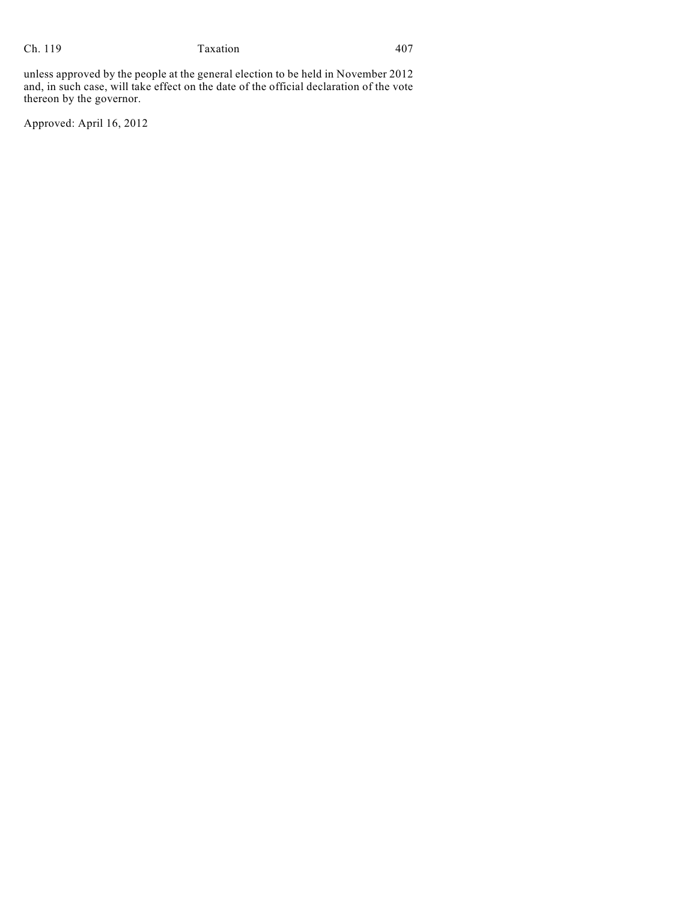unless approved by the people at the general election to be held in November 2012 and, in such case, will take effect on the date of the official declaration of the vote thereon by the governor.

Approved: April 16, 2012